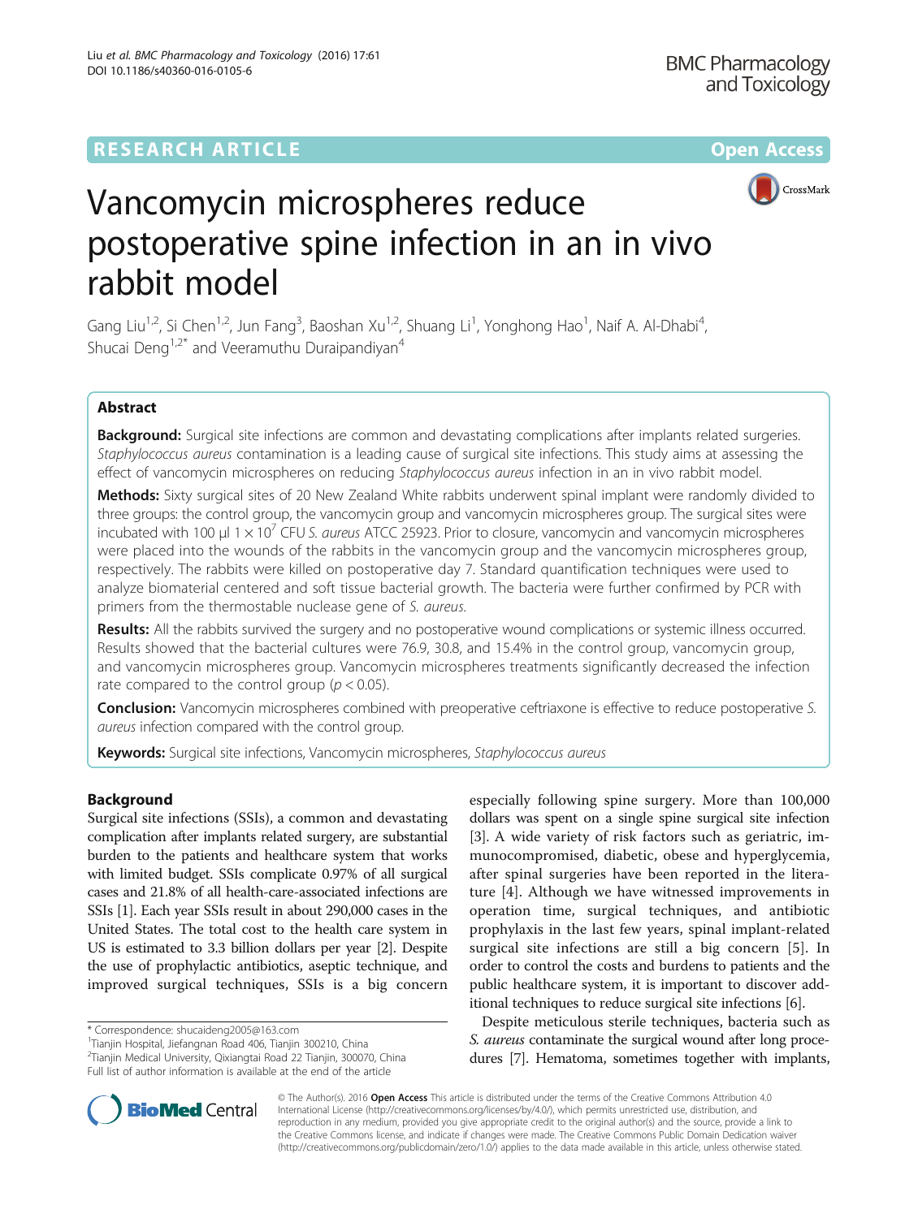RESEARCH ARTICLE

Open Access

# Vancomycin microspheres reduce postoperative spine infection in an in vivo rabbit model

Gang Liu[1,2], Si Chen[1,2], Jun Fang[3], Baoshan Xu[1,2], Shuang Li[1], Yonghong Hao[1], Naif A. Al-Dhabi[4], Shucai Deng[1,2*] and Veeramuthu Duraipandiyan[4]

## Abstract

**Background:** Surgical site infections are common and devastating complications after implants related surgeries. *Staphylococcus aureus* contamination is a leading cause of surgical site infections. This study aims at assessing the effect of vancomycin microspheres on reducing *Staphylococcus aureus* infection in an in vivo rabbit model.

**Methods:** Sixty surgical sites of 20 New Zealand White rabbits underwent spinal implant were randomly divided to three groups: the control group, the vancomycin group and vancomycin microspheres group. The surgical sites were incubated with 100 μl $1 \times 10^7$ CFU *S. aureus* ATCC 25923. Prior to closure, vancomycin and vancomycin microspheres were placed into the wounds of the rabbits in the vancomycin group and the vancomycin microspheres group, respectively. The rabbits were killed on postoperative day 7. Standard quantification techniques were used to analyze biomaterial centered and soft tissue bacterial growth. The bacteria were further confirmed by PCR with primers from the thermostable nuclease gene of *S. aureus*.

**Results:** All the rabbits survived the surgery and no postoperative wound complications or systemic illness occurred. Results showed that the bacterial cultures were 76.9, 30.8, and 15.4% in the control group, vancomycin group, and vancomycin microspheres group. Vancomycin microspheres treatments significantly decreased the infection rate compared to the control group ($p < 0.05$).

**Conclusion:** Vancomycin microspheres combined with preoperative ceftriaxone is effective to reduce postoperative *S. aureus* infection compared with the control group.

**Keywords:** Surgical site infections, Vancomycin microspheres, *Staphylococcus aureus*

## Background

Surgical site infections (SSIs), a common and devastating complication after implants related surgery, are substantial burden to the patients and healthcare system that works with limited budget. SSIs complicate 0.97% of all surgical cases and 21.8% of all health-care-associated infections are SSIs [1]. Each year SSIs result in about 290,000 cases in the United States. The total cost to the health care system in US is estimated to 3.3 billion dollars per year [2]. Despite the use of prophylactic antibiotics, aseptic technique, and improved surgical techniques, SSIs is a big concern especially following spine surgery. More than 100,000 dollars was spent on a single spine surgical site infection [3]. A wide variety of risk factors such as geriatric, immunocompromised, diabetic, obese and hyperglycemia, after spinal surgeries have been reported in the literature [4]. Although we have witnessed improvements in operation time, surgical techniques, and antibiotic prophylaxis in the last few years, spinal implant-related surgical site infections are still a big concern [5]. In order to control the costs and burdens to patients and the public healthcare system, it is important to discover additional techniques to reduce surgical site infections [6].

Despite meticulous sterile techniques, bacteria such as *S. aureus* contaminate the surgical wound after long procedures [7]. Hematoma, sometimes together with implants,

\* Correspondence: shucaideng2005@163.com
[1]Tianjin Hospital, Jiefangnan Road 406, Tianjin 300210, China
[2]Tianjin Medical University, Qixiangtai Road 22 Tianjin, 300070, China
Full list of author information is available at the end of the article

© The Author(s). 2016 **Open Access** This article is distributed under the terms of the Creative Commons Attribution 4.0 International License (http://creativecommons.org/licenses/by/4.0/), which permits unrestricted use, distribution, and reproduction in any medium, provided you give appropriate credit to the original author(s) and the source, provide a link to the Creative Commons license, and indicate if changes were made. The Creative Commons Public Domain Dedication waiver (http://creativecommons.org/publicdomain/zero/1.0/) applies to the data made available in this article, unless otherwise stated.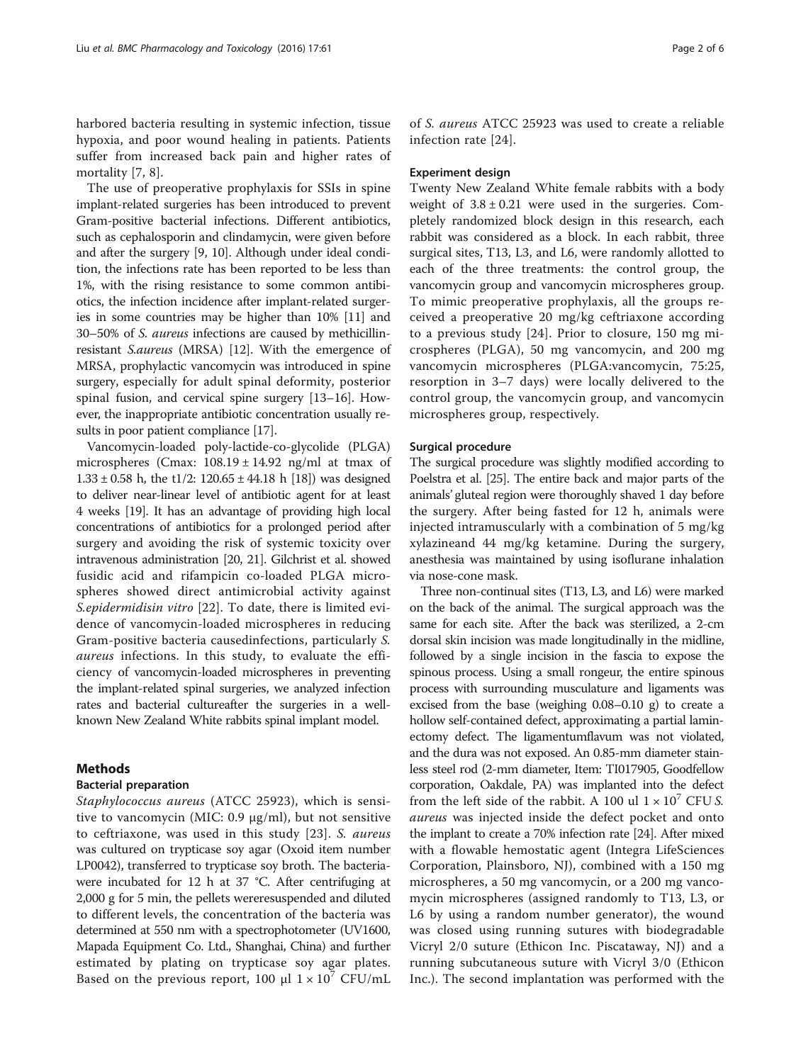harbored bacteria resulting in systemic infection, tissue hypoxia, and poor wound healing in patients. Patients suffer from increased back pain and higher rates of mortality [7, 8].

The use of preoperative prophylaxis for SSIs in spine implant-related surgeries has been introduced to prevent Gram-positive bacterial infections. Different antibiotics, such as cephalosporin and clindamycin, were given before and after the surgery [9, 10]. Although under ideal condition, the infections rate has been reported to be less than 1%, with the rising resistance to some common antibiotics, the infection incidence after implant-related surgeries in some countries may be higher than 10% [11] and 30–50% of *S. aureus* infections are caused by methicillin-resistant *S.aureus* (MRSA) [12]. With the emergence of MRSA, prophylactic vancomycin was introduced in spine surgery, especially for adult spinal deformity, posterior spinal fusion, and cervical spine surgery [13–16]. However, the inappropriate antibiotic concentration usually results in poor patient compliance [17].

Vancomycin-loaded poly-lactide-co-glycolide (PLGA) microspheres (Cmax: 108.19 ± 14.92 ng/ml at tmax of 1.33 ± 0.58 h, the t1/2: 120.65 ± 44.18 h [18]) was designed to deliver near-linear level of antibiotic agent for at least 4 weeks [19]. It has an advantage of providing high local concentrations of antibiotics for a prolonged period after surgery and avoiding the risk of systemic toxicity over intravenous administration [20, 21]. Gilchrist et al. showed fusidic acid and rifampicin co-loaded PLGA microspheres showed direct antimicrobial activity against *S.epidermidis in vitro* [22]. To date, there is limited evidence of vancomycin-loaded microspheres in reducing Gram-positive bacteria causedinfections, particularly *S. aureus* infections. In this study, to evaluate the efficiency of vancomycin-loaded microspheres in preventing the implant-related spinal surgeries, we analyzed infection rates and bacterial cultureafter the surgeries in a well-known New Zealand White rabbits spinal implant model.

## Methods

### Bacterial preparation

*Staphylococcus aureus* (ATCC 25923), which is sensitive to vancomycin (MIC: 0.9 μg/ml), but not sensitive to ceftriaxone, was used in this study [23]. *S. aureus* was cultured on trypticase soy agar (Oxoid item number LP0042), transferred to trypticase soy broth. The bacteriawere incubated for 12 h at 37 °C. After centrifuging at 2,000 g for 5 min, the pellets wereresuspended and diluted to different levels, the concentration of the bacteria was determined at 550 nm with a spectrophotometer (UV1600, Mapada Equipment Co. Ltd., Shanghai, China) and further estimated by plating on trypticase soy agar plates. Based on the previous report, 100 μl $1 \times 10^7$ CFU/mL of *S. aureus* ATCC 25923 was used to create a reliable infection rate [24].

### Experiment design

Twenty New Zealand White female rabbits with a body weight of 3.8 ± 0.21 were used in the surgeries. Completely randomized block design in this research, each rabbit was considered as a block. In each rabbit, three surgical sites, T13, L3, and L6, were randomly allotted to each of the three treatments: the control group, the vancomycin group and vancomycin microspheres group. To mimic preoperative prophylaxis, all the groups received a preoperative 20 mg/kg ceftriaxone according to a previous study [24]. Prior to closure, 150 mg microspheres (PLGA), 50 mg vancomycin, and 200 mg vancomycin microspheres (PLGA:vancomycin, 75:25, resorption in 3–7 days) were locally delivered to the control group, the vancomycin group, and vancomycin microspheres group, respectively.

### Surgical procedure

The surgical procedure was slightly modified according to Poelstra et al. [25]. The entire back and major parts of the animals' gluteal region were thoroughly shaved 1 day before the surgery. After being fasted for 12 h, animals were injected intramuscularly with a combination of 5 mg/kg xylazineand 44 mg/kg ketamine. During the surgery, anesthesia was maintained by using isoflurane inhalation via nose-cone mask.

Three non-continual sites (T13, L3, and L6) were marked on the back of the animal. The surgical approach was the same for each site. After the back was sterilized, a 2-cm dorsal skin incision was made longitudinally in the midline, followed by a single incision in the fascia to expose the spinous process. Using a small rongeur, the entire spinous process with surrounding musculature and ligaments was excised from the base (weighing 0.08–0.10 g) to create a hollow self-contained defect, approximating a partial laminectomy defect. The ligamentumflavum was not violated, and the dura was not exposed. An 0.85-mm diameter stainless steel rod (2-mm diameter, Item: TI017905, Goodfellow corporation, Oakdale, PA) was implanted into the defect from the left side of the rabbit. A 100 ul $1 \times 10^7$ CFU *S. aureus* was injected inside the defect pocket and onto the implant to create a 70% infection rate [24]. After mixed with a flowable hemostatic agent (Integra LifeSciences Corporation, Plainsboro, NJ), combined with a 150 mg microspheres, a 50 mg vancomycin, or a 200 mg vancomycin microspheres (assigned randomly to T13, L3, or L6 by using a random number generator), the wound was closed using running sutures with biodegradable Vicryl 2/0 suture (Ethicon Inc. Piscataway, NJ) and a running subcutaneous suture with Vicryl 3/0 (Ethicon Inc.). The second implantation was performed with the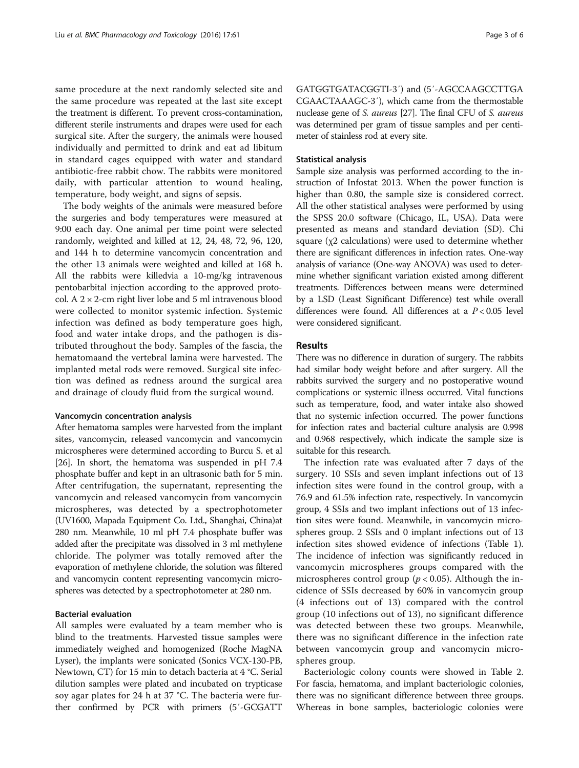same procedure at the next randomly selected site and the same procedure was repeated at the last site except the treatment is different. To prevent cross-contamination, different sterile instruments and drapes were used for each surgical site. After the surgery, the animals were housed individually and permitted to drink and eat ad libitum in standard cages equipped with water and standard antibiotic-free rabbit chow. The rabbits were monitored daily, with particular attention to wound healing, temperature, body weight, and signs of sepsis.

The body weights of the animals were measured before the surgeries and body temperatures were measured at 9:00 each day. One animal per time point were selected randomly, weighted and killed at 12, 24, 48, 72, 96, 120, and 144 h to determine vancomycin concentration and the other 13 animals were weighted and killed at 168 h. All the rabbits were killedvia a 10-mg/kg intravenous pentobarbital injection according to the approved protocol. A 2 × 2-cm right liver lobe and 5 ml intravenous blood were collected to monitor systemic infection. Systemic infection was defined as body temperature goes high, food and water intake drops, and the pathogen is distributed throughout the body. Samples of the fascia, the hematomaand the vertebral lamina were harvested. The implanted metal rods were removed. Surgical site infection was defined as redness around the surgical area and drainage of cloudy fluid from the surgical wound.

#### Vancomycin concentration analysis

After hematoma samples were harvested from the implant sites, vancomycin, released vancomycin and vancomycin microspheres were determined according to Burcu S. et al [26]. In short, the hematoma was suspended in pH 7.4 phosphate buffer and kept in an ultrasonic bath for 5 min. After centrifugation, the supernatant, representing the vancomycin and released vancomycin from vancomycin microspheres, was detected by a spectrophotometer (UV1600, Mapada Equipment Co. Ltd., Shanghai, China)at 280 nm. Meanwhile, 10 ml pH 7.4 phosphate buffer was added after the precipitate was dissolved in 3 ml methylene chloride. The polymer was totally removed after the evaporation of methylene chloride, the solution was filtered and vancomycin content representing vancomycin microspheres was detected by a spectrophotometer at 280 nm.

#### Bacterial evaluation

All samples were evaluated by a team member who is blind to the treatments. Harvested tissue samples were immediately weighed and homogenized (Roche MagNA Lyser), the implants were sonicated (Sonics VCX-130-PB, Newtown, CT) for 15 min to detach bacteria at 4 °C. Serial dilution samples were plated and incubated on trypticase soy agar plates for 24 h at 37 °C. The bacteria were further confirmed by PCR with primers (5′-GCGATT GATGGTGATACGGTI-3′) and (5′-AGCCAAGCCTTGA CGAACTAAAGC-3′), which came from the thermostable nuclease gene of *S. aureus* [27]. The final CFU of *S. aureus* was determined per gram of tissue samples and per centimeter of stainless rod at every site.

#### Statistical analysis

Sample size analysis was performed according to the instruction of Infostat 2013. When the power function is higher than 0.80, the sample size is considered correct. All the other statistical analyses were performed by using the SPSS 20.0 software (Chicago, IL, USA). Data were presented as means and standard deviation (SD). Chi square ($\chi^2$ calculations) were used to determine whether there are significant differences in infection rates. One-way analysis of variance (One-way ANOVA) was used to determine whether significant variation existed among different treatments. Differences between means were determined by a LSD (Least Significant Difference) test while overall differences were found. All differences at a $P < 0.05$ level were considered significant.

## Results

There was no difference in duration of surgery. The rabbits had similar body weight before and after surgery. All the rabbits survived the surgery and no postoperative wound complications or systemic illness occurred. Vital functions such as temperature, food, and water intake also showed that no systemic infection occurred. The power functions for infection rates and bacterial culture analysis are 0.998 and 0.968 respectively, which indicate the sample size is suitable for this research.

The infection rate was evaluated after 7 days of the surgery. 10 SSIs and seven implant infections out of 13 infection sites were found in the control group, with a 76.9 and 61.5% infection rate, respectively. In vancomycin group, 4 SSIs and two implant infections out of 13 infection sites were found. Meanwhile, in vancomycin microspheres group. 2 SSIs and 0 implant infections out of 13 infection sites showed evidence of infections (Table 1). The incidence of infection was significantly reduced in vancomycin microspheres groups compared with the microspheres control group ($p < 0.05$). Although the incidence of SSIs decreased by 60% in vancomycin group (4 infections out of 13) compared with the control group (10 infections out of 13), no significant difference was detected between these two groups. Meanwhile, there was no significant difference in the infection rate between vancomycin group and vancomycin microspheres group.

Bacteriologic colony counts were showed in Table 2. For fascia, hematoma, and implant bacteriologic colonies, there was no significant difference between three groups. Whereas in bone samples, bacteriologic colonies were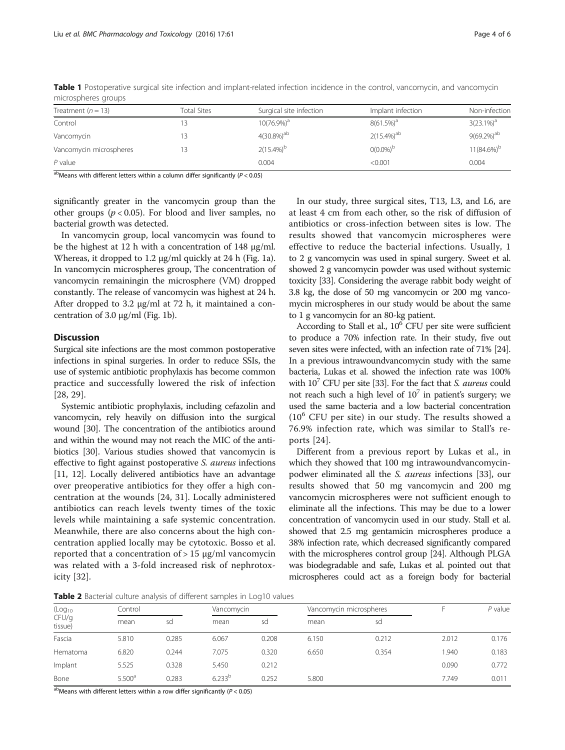**Table 1** Postoperative surgical site infection and implant-related infection incidence in the control, vancomycin, and vancomycin microspheres groups

| Treatment (n = 13) | Total Sites | Surgical site infection | Implant infection | Non-infection |
|---|---|---|---|---|
| Control | 13 | 10(76.9%)[a] | 8(61.5%)[a] | 3(23.1%)[a] |
| Vancomycin | 13 | 4(30.8%)[ab] | 2(15.4%)[ab] | 9(69.2%)[ab] |
| Vancomycin microspheres | 13 | 2(15.4%)[b] | 0(0.0%)[b] | 11(84.6%)[b] |
| P value | | 0.004 | <0.001 | 0.004 |

[ab]Means with different letters within a column differ significantly ($P < 0.05$)

significantly greater in the vancomycin group than the other groups ($p < 0.05$). For blood and liver samples, no bacterial growth was detected.

In vancomycin group, local vancomycin was found to be the highest at 12 h with a concentration of 148 μg/ml. Whereas, it dropped to 1.2 μg/ml quickly at 24 h (Fig. 1a). In vancomycin microspheres group, The concentration of vancomycin remainingin the microsphere (VM) dropped constantly. The release of vancomycin was highest at 24 h. After dropped to 3.2 μg/ml at 72 h, it maintained a concentration of 3.0 μg/ml (Fig. 1b).

## Discussion

Surgical site infections are the most common postoperative infections in spinal surgeries. In order to reduce SSIs, the use of systemic antibiotic prophylaxis has become common practice and successfully lowered the risk of infection [28, 29].

Systemic antibiotic prophylaxis, including cefazolin and vancomycin, rely heavily on diffusion into the surgical wound [30]. The concentration of the antibiotics around and within the wound may not reach the MIC of the antibiotics [30]. Various studies showed that vancomycin is effective to fight against postoperative *S. aureus* infections [11, 12]. Locally delivered antibiotics have an advantage over preoperative antibiotics for they offer a high concentration at the wounds [24, 31]. Locally administered antibiotics can reach levels twenty times of the toxic levels while maintaining a safe systemic concentration. Meanwhile, there are also concerns about the high concentration applied locally may be cytotoxic. Bosso et al. reported that a concentration of > 15 μg/ml vancomycin was related with a 3-fold increased risk of nephrotoxicity [32].

In our study, three surgical sites, T13, L3, and L6, are at least 4 cm from each other, so the risk of diffusion of antibiotics or cross-infection between sites is low. The results showed that vancomycin microspheres were effective to reduce the bacterial infections. Usually, 1 to 2 g vancomycin was used in spinal surgery. Sweet et al. showed 2 g vancomycin powder was used without systemic toxicity [33]. Considering the average rabbit body weight of 3.8 kg, the dose of 50 mg vancomycin or 200 mg vancomycin microspheres in our study would be about the same to 1 g vancomycin for an 80-kg patient.

According to Stall et al., $10^6$ CFU per site were sufficient to produce a 70% infection rate. In their study, five out seven sites were infected, with an infection rate of 71% [24]. In a previous intrawoundvancomycin study with the same bacteria, Lukas et al. showed the infection rate was 100% with $10^7$ CFU per site [33]. For the fact that *S. aureus* could not reach such a high level of $10^7$ in patient's surgery; we used the same bacteria and a low bacterial concentration ($10^6$ CFU per site) in our study. The results showed a 76.9% infection rate, which was similar to Stall's reports [24].

Different from a previous report by Lukas et al., in which they showed that 100 mg intrawoundvancomycinpodwer eliminated all the *S. aureus* infections [33], our results showed that 50 mg vancomycin and 200 mg vancomycin microspheres were not sufficient enough to eliminate all the infections. This may be due to a lower concentration of vancomycin used in our study. Stall et al. showed that 2.5 mg gentamicin microspheres produce a 38% infection rate, which decreased significantly compared with the microspheres control group [24]. Although PLGA was biodegradable and safe, Lukas et al. pointed out that microspheres could act as a foreign body for bacterial

**Table 2** Bacterial culture analysis of different samples in Log10 values

| ($Log_{10}$ CFU/g tissue) | Control | | Vancomycin | | Vancomycin microspheres | | F | P value |
|---|---|---|---|---|---|---|---|---|
| | mean | sd | mean | sd | mean | sd | | |
| Fascia | 5.810 | 0.285 | 6.067 | 0.208 | 6.150 | 0.212 | 2.012 | 0.176 |
| Hematoma | 6.820 | 0.244 | 7.075 | 0.320 | 6.650 | 0.354 | 1.940 | 0.183 |
| Implant | 5.525 | 0.328 | 5.450 | 0.212 | | | 0.090 | 0.772 |
| Bone | 5.500[a] | 0.283 | 6.233[b] | 0.252 | 5.800 | | 7.749 | 0.011 |

[ab]Means with different letters within a row differ significantly ($P < 0.05$)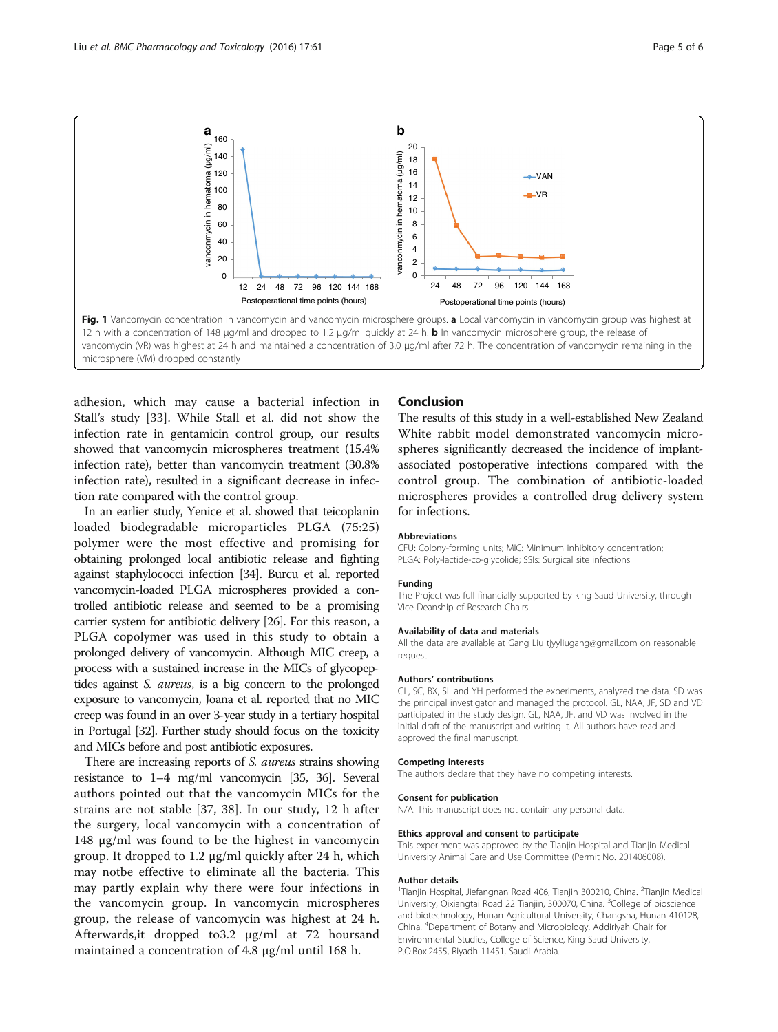Fig. 1 Vancomycin concentration in vancomycin and vancomycin microsphere groups. **a** Local vancomycin in vancomycin group was highest at 12 h with a concentration of 148 μg/ml and dropped to 1.2 μg/ml quickly at 24 h. **b** In vancomycin microsphere group, the release of vancomycin (VR) was highest at 24 h and maintained a concentration of 3.0 μg/ml after 72 h. The concentration of vancomycin remaining in the microsphere (VM) dropped constantly

adhesion, which may cause a bacterial infection in Stall's study [33]. While Stall et al. did not show the infection rate in gentamicin control group, our results showed that vancomycin microspheres treatment (15.4% infection rate), better than vancomycin treatment (30.8% infection rate), resulted in a significant decrease in infection rate compared with the control group.

In an earlier study, Yenice et al. showed that teicoplanin loaded biodegradable microparticles PLGA (75:25) polymer were the most effective and promising for obtaining prolonged local antibiotic release and fighting against staphylococci infection [34]. Burcu et al. reported vancomycin-loaded PLGA microspheres provided a controlled antibiotic release and seemed to be a promising carrier system for antibiotic delivery [26]. For this reason, a PLGA copolymer was used in this study to obtain a prolonged delivery of vancomycin. Although MIC creep, a process with a sustained increase in the MICs of glycopeptides against *S. aureus*, is a big concern to the prolonged exposure to vancomycin, Joana et al. reported that no MIC creep was found in an over 3-year study in a tertiary hospital in Portugal [32]. Further study should focus on the toxicity and MICs before and post antibiotic exposures.

There are increasing reports of *S. aureus* strains showing resistance to 1–4 mg/ml vancomycin [35, 36]. Several authors pointed out that the vancomycin MICs for the strains are not stable [37, 38]. In our study, 12 h after the surgery, local vancomycin with a concentration of 148 μg/ml was found to be the highest in vancomycin group. It dropped to 1.2 μg/ml quickly after 24 h, which may notbe effective to eliminate all the bacteria. This may partly explain why there were four infections in the vancomycin group. In vancomycin microspheres group, the release of vancomycin was highest at 24 h. Afterwards,it dropped to3.2 μg/ml at 72 hoursand maintained a concentration of 4.8 μg/ml until 168 h.

## Conclusion

The results of this study in a well-established New Zealand White rabbit model demonstrated vancomycin microspheres significantly decreased the incidence of implant-associated postoperative infections compared with the control group. The combination of antibiotic-loaded microspheres provides a controlled drug delivery system for infections.

### Abbreviations

CFU: Colony-forming units; MIC: Minimum inhibitory concentration; PLGA: Poly-lactide-co-glycolide; SSIs: Surgical site infections

### Funding

The Project was full financially supported by king Saud University, through Vice Deanship of Research Chairs.

### Availability of data and materials

All the data are available at Gang Liu tjyyliugang@gmail.com on reasonable request.

### Authors' contributions

GL, SC, BX, SL and YH performed the experiments, analyzed the data. SD was the principal investigator and managed the protocol. GL, NAA, JF, SD and VD participated in the study design. GL, NAA, JF, and VD was involved in the initial draft of the manuscript and writing it. All authors have read and approved the final manuscript.

### Competing interests

The authors declare that they have no competing interests.

### Consent for publication

N/A. This manuscript does not contain any personal data.

### Ethics approval and consent to participate

This experiment was approved by the Tianjin Hospital and Tianjin Medical University Animal Care and Use Committee (Permit No. 201406008).

### Author details

[1]Tianjin Hospital, Jiefangnan Road 406, Tianjin 300210, China. [2]Tianjin Medical University, Qixiangtai Road 22 Tianjin, 300070, China. [3]College of bioscience and biotechnology, Hunan Agricultural University, Changsha, Hunan 410128, China. [4]Department of Botany and Microbiology, Addiriyah Chair for Environmental Studies, College of Science, King Saud University, P.O.Box.2455, Riyadh 11451, Saudi Arabia.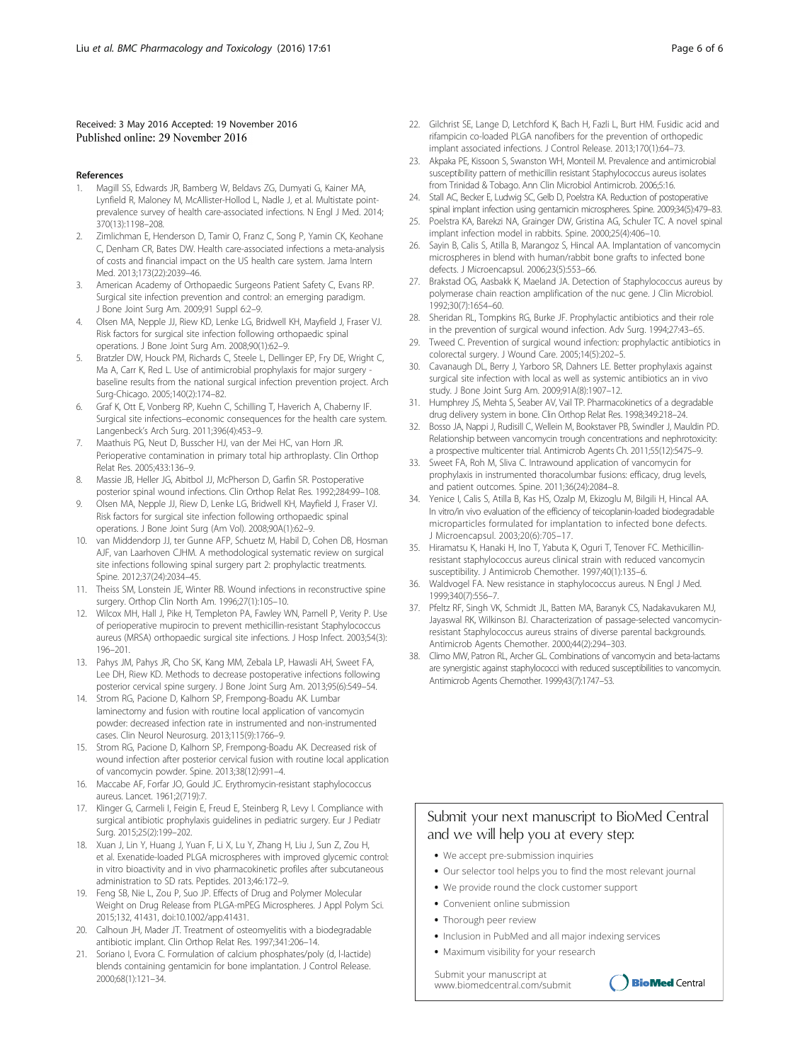Received: 3 May 2016 Accepted: 19 November 2016
Published online: 29 November 2016

## References

1. Magill SS, Edwards JR, Bamberg W, Beldavs ZG, Dumyati G, Kainer MA, Lynfield R, Maloney M, McAllister-Hollod L, Nadle J, et al. Multistate point-prevalence survey of health care-associated infections. N Engl J Med. 2014; 370(13):1198–208.
2. Zimlichman E, Henderson D, Tamir O, Franz C, Song P, Yamin CK, Keohane C, Denham CR, Bates DW. Health care-associated infections a meta-analysis of costs and financial impact on the US health care system. Jama Intern Med. 2013;173(22):2039–46.
3. American Academy of Orthopaedic Surgeons Patient Safety C, Evans RP. Surgical site infection prevention and control: an emerging paradigm. J Bone Joint Surg Am. 2009;91 Suppl 6:2–9.
4. Olsen MA, Nepple JJ, Riew KD, Lenke LG, Bridwell KH, Mayfield J, Fraser VJ. Risk factors for surgical site infection following orthopaedic spinal operations. J Bone Joint Surg Am. 2008;90(1):62–9.
5. Bratzler DW, Houck PM, Richards C, Steele L, Dellinger EP, Fry DE, Wright C, Ma A, Carr K, Red L. Use of antimicrobial prophylaxis for major surgery - baseline results from the national surgical infection prevention project. Arch Surg-Chicago. 2005;140(2):174–82.
6. Graf K, Ott E, Vonberg RP, Kuehn C, Schilling T, Haverich A, Chaberny IF. Surgical site infections–economic consequences for the health care system. Langenbeck's Arch Surg. 2011;396(4):453–9.
7. Maathuis PG, Neut D, Busscher HJ, van der Mei HC, van Horn JR. Perioperative contamination in primary total hip arthroplasty. Clin Orthop Relat Res. 2005;433:136–9.
8. Massie JB, Heller JG, Abitbol JJ, McPherson D, Garfin SR. Postoperative posterior spinal wound infections. Clin Orthop Relat Res. 1992;284:99–108.
9. Olsen MA, Nepple JJ, Riew D, Lenke LG, Bridwell KH, Mayfield J, Fraser VJ. Risk factors for surgical site infection following orthopaedic spinal operations. J Bone Joint Surg (Am Vol). 2008;90A(1):62–9.
10. van Middendorp JJ, ter Gunne AFP, Schuetz M, Habil D, Cohen DB, Hosman AJF, van Laarhoven CJHM. A methodological systematic review on surgical site infections following spinal surgery part 2: prophylactic treatments. Spine. 2012;37(24):2034–45.
11. Theiss SM, Lonstein JE, Winter RB. Wound infections in reconstructive spine surgery. Orthop Clin North Am. 1996;27(1):105–10.
12. Wilcox MH, Hall J, Pike H, Templeton PA, Fawley WN, Parnell P, Verity P. Use of perioperative mupirocin to prevent methicillin-resistant Staphylococcus aureus (MRSA) orthopaedic surgical site infections. J Hosp Infect. 2003;54(3): 196–201.
13. Pahys JM, Pahys JR, Cho SK, Kang MM, Zebala LP, Hawasli AH, Sweet FA, Lee DH, Riew KD. Methods to decrease postoperative infections following posterior cervical spine surgery. J Bone Joint Surg Am. 2013;95(6):549–54.
14. Strom RG, Pacione D, Kalhorn SP, Frempong-Boadu AK. Lumbar laminectomy and fusion with routine local application of vancomycin powder: decreased infection rate in instrumented and non-instrumented cases. Clin Neurol Neurosurg. 2013;115(9):1766–9.
15. Strom RG, Pacione D, Kalhorn SP, Frempong-Boadu AK. Decreased risk of wound infection after posterior cervical fusion with routine local application of vancomycin powder. Spine. 2013;38(12):991–4.
16. Maccabe AF, Forfar JO, Gould JC. Erythromycin-resistant staphylococcus aureus. Lancet. 1961;2(719):7.
17. Klinger G, Carmeli I, Feigin E, Freud E, Steinberg R, Levy I. Compliance with surgical antibiotic prophylaxis guidelines in pediatric surgery. Eur J Pediatr Surg. 2015;25(2):199–202.
18. Xuan J, Lin Y, Huang J, Yuan F, Li X, Lu Y, Zhang H, Liu J, Sun Z, Zou H, et al. Exenatide-loaded PLGA microspheres with improved glycemic control: in vitro bioactivity and in vivo pharmacokinetic profiles after subcutaneous administration to SD rats. Peptides. 2013;46:172–9.
19. Feng SB, Nie L, Zou P, Suo JP. Effects of Drug and Polymer Molecular Weight on Drug Release from PLGA-mPEG Microspheres. J Appl Polym Sci. 2015;132, 41431, doi:10.1002/app.41431.
20. Calhoun JH, Mader JT. Treatment of osteomyelitis with a biodegradable antibiotic implant. Clin Orthop Relat Res. 1997;341:206–14.
21. Soriano I, Evora C. Formulation of calcium phosphates/poly (d, l-lactide) blends containing gentamicin for bone implantation. J Control Release. 2000;68(1):121–34.
22. Gilchrist SE, Lange D, Letchford K, Bach H, Fazli L, Burt HM. Fusidic acid and rifampicin co-loaded PLGA nanofibers for the prevention of orthopedic implant associated infections. J Control Release. 2013;170(1):64–73.
23. Akpaka PE, Kissoon S, Swanston WH, Monteil M. Prevalence and antimicrobial susceptibility pattern of methicillin resistant Staphylococcus aureus isolates from Trinidad & Tobago. Ann Clin Microbiol Antimicrob. 2006;5:16.
24. Stall AC, Becker E, Ludwig SC, Gelb D, Poelstra KA. Reduction of postoperative spinal implant infection using gentamicin microspheres. Spine. 2009;34(5):479–83.
25. Poelstra KA, Barekzi NA, Grainger DW, Gristina AG, Schuler TC. A novel spinal implant infection model in rabbits. Spine. 2000;25(4):406–10.
26. Sayin B, Calis S, Atilla B, Marangoz S, Hincal AA. Implantation of vancomycin microspheres in blend with human/rabbit bone grafts to infected bone defects. J Microencapsul. 2006;23(5):553–66.
27. Brakstad OG, Aasbakk K, Maeland JA. Detection of Staphylococcus aureus by polymerase chain reaction amplification of the nuc gene. J Clin Microbiol. 1992;30(7):1654–60.
28. Sheridan RL, Tompkins RG, Burke JF. Prophylactic antibiotics and their role in the prevention of surgical wound infection. Adv Surg. 1994;27:43–65.
29. Tweed C. Prevention of surgical wound infection: prophylactic antibiotics in colorectal surgery. J Wound Care. 2005;14(5):202–5.
30. Cavanaugh DL, Berry J, Yarboro SR, Dahners LE. Better prophylaxis against surgical site infection with local as well as systemic antibiotics an in vivo study. J Bone Joint Surg Am. 2009;91A(8):1907–12.
31. Humphrey JS, Mehta S, Seaber AV, Vail TP. Pharmacokinetics of a degradable drug delivery system in bone. Clin Orthop Relat Res. 1998;349:218–24.
32. Bosso JA, Nappi J, Rudisill C, Wellein M, Bookstaver PB, Swindler J, Mauldin PD. Relationship between vancomycin trough concentrations and nephrotoxicity: a prospective multicenter trial. Antimicrob Agents Ch. 2011;55(12):5475–9.
33. Sweet FA, Roh M, Sliva C. Intrawound application of vancomycin for prophylaxis in instrumented thoracolumbar fusions: efficacy, drug levels, and patient outcomes. Spine. 2011;36(24):2084–8.
34. Yenice I, Calis S, Atilla B, Kas HS, Ozalp M, Ekizoglu M, Bilgili H, Hincal AA. In vitro/in vivo evaluation of the efficiency of teicoplanin-loaded biodegradable microparticles formulated for implantation to infected bone defects. J Microencapsul. 2003;20(6):705–17.
35. Hiramatsu K, Hanaki H, Ino T, Yabuta K, Oguri T, Tenover FC. Methicillin-resistant staphylococcus aureus clinical strain with reduced vancomycin susceptibility. J Antimicrob Chemother. 1997;40(1):135–6.
36. Waldvogel FA. New resistance in staphylococcus aureus. N Engl J Med. 1999;340(7):556–7.
37. Pfeltz RF, Singh VK, Schmidt JL, Batten MA, Baranyk CS, Nadakavukaren MJ, Jayaswal RK, Wilkinson BJ. Characterization of passage-selected vancomycin-resistant Staphylococcus aureus strains of diverse parental backgrounds. Antimicrob Agents Chemother. 2000;44(2):294–303.
38. Climo MW, Patron RL, Archer GL. Combinations of vancomycin and beta-lactams are synergistic against staphylococci with reduced susceptibilities to vancomycin. Antimicrob Agents Chemother. 1999;43(7):1747–53.

Submit your next manuscript to BioMed Central and we will help you at every step:

- We accept pre-submission inquiries
- Our selector tool helps you to find the most relevant journal
- We provide round the clock customer support
- Convenient online submission
- Thorough peer review
- Inclusion in PubMed and all major indexing services
- Maximum visibility for your research

Submit your manuscript at
www.biomedcentral.com/submit

BioMed Central